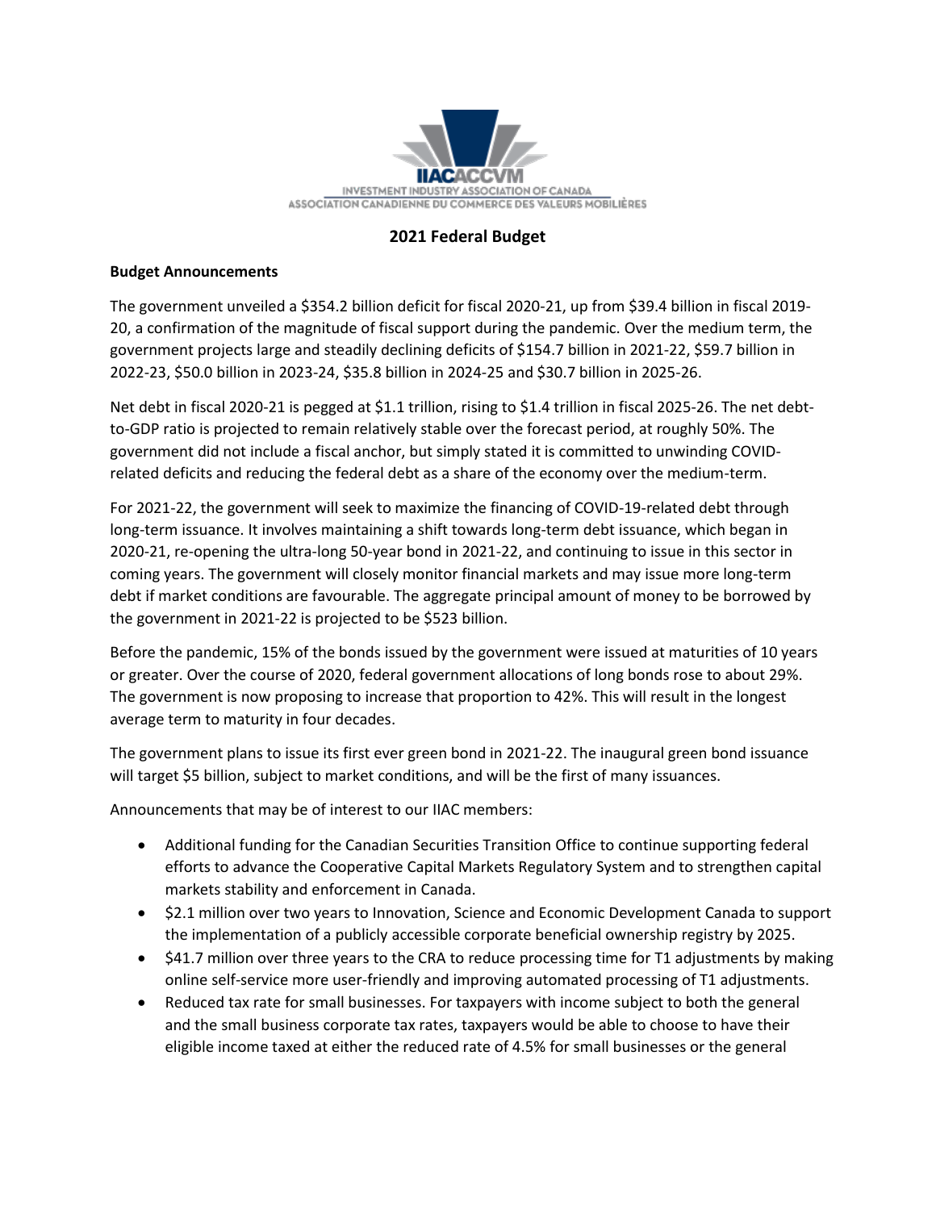IIACACCVM
INVESTMENT INDUSTRY ASSOCIATION OF CANADA
ASSOCIATION CANADIENNE DU COMMERCE DES VALEURS MOBILIÈRES

# 2021 Federal Budget

**Budget Announcements**

The government unveiled a $354.2 billion deficit for fiscal 2020-21, up from $39.4 billion in fiscal 2019-20, a confirmation of the magnitude of fiscal support during the pandemic. Over the medium term, the government projects large and steadily declining deficits of $154.7 billion in 2021-22, $59.7 billion in 2022-23, $50.0 billion in 2023-24, $35.8 billion in 2024-25 and $30.7 billion in 2025-26.

Net debt in fiscal 2020-21 is pegged at $1.1 trillion, rising to $1.4 trillion in fiscal 2025-26. The net debt-to-GDP ratio is projected to remain relatively stable over the forecast period, at roughly 50%. The government did not include a fiscal anchor, but simply stated it is committed to unwinding COVID-related deficits and reducing the federal debt as a share of the economy over the medium-term.

For 2021-22, the government will seek to maximize the financing of COVID-19-related debt through long-term issuance. It involves maintaining a shift towards long-term debt issuance, which began in 2020-21, re-opening the ultra-long 50-year bond in 2021-22, and continuing to issue in this sector in coming years. The government will closely monitor financial markets and may issue more long-term debt if market conditions are favourable. The aggregate principal amount of money to be borrowed by the government in 2021-22 is projected to be $523 billion.

Before the pandemic, 15% of the bonds issued by the government were issued at maturities of 10 years or greater. Over the course of 2020, federal government allocations of long bonds rose to about 29%. The government is now proposing to increase that proportion to 42%. This will result in the longest average term to maturity in four decades.

The government plans to issue its first ever green bond in 2021-22. The inaugural green bond issuance will target $5 billion, subject to market conditions, and will be the first of many issuances.

Announcements that may be of interest to our IIAC members:

- Additional funding for the Canadian Securities Transition Office to continue supporting federal efforts to advance the Cooperative Capital Markets Regulatory System and to strengthen capital markets stability and enforcement in Canada.
- $2.1 million over two years to Innovation, Science and Economic Development Canada to support the implementation of a publicly accessible corporate beneficial ownership registry by 2025.
- $41.7 million over three years to the CRA to reduce processing time for T1 adjustments by making online self-service more user-friendly and improving automated processing of T1 adjustments.
- Reduced tax rate for small businesses. For taxpayers with income subject to both the general and the small business corporate tax rates, taxpayers would be able to choose to have their eligible income taxed at either the reduced rate of 4.5% for small businesses or the general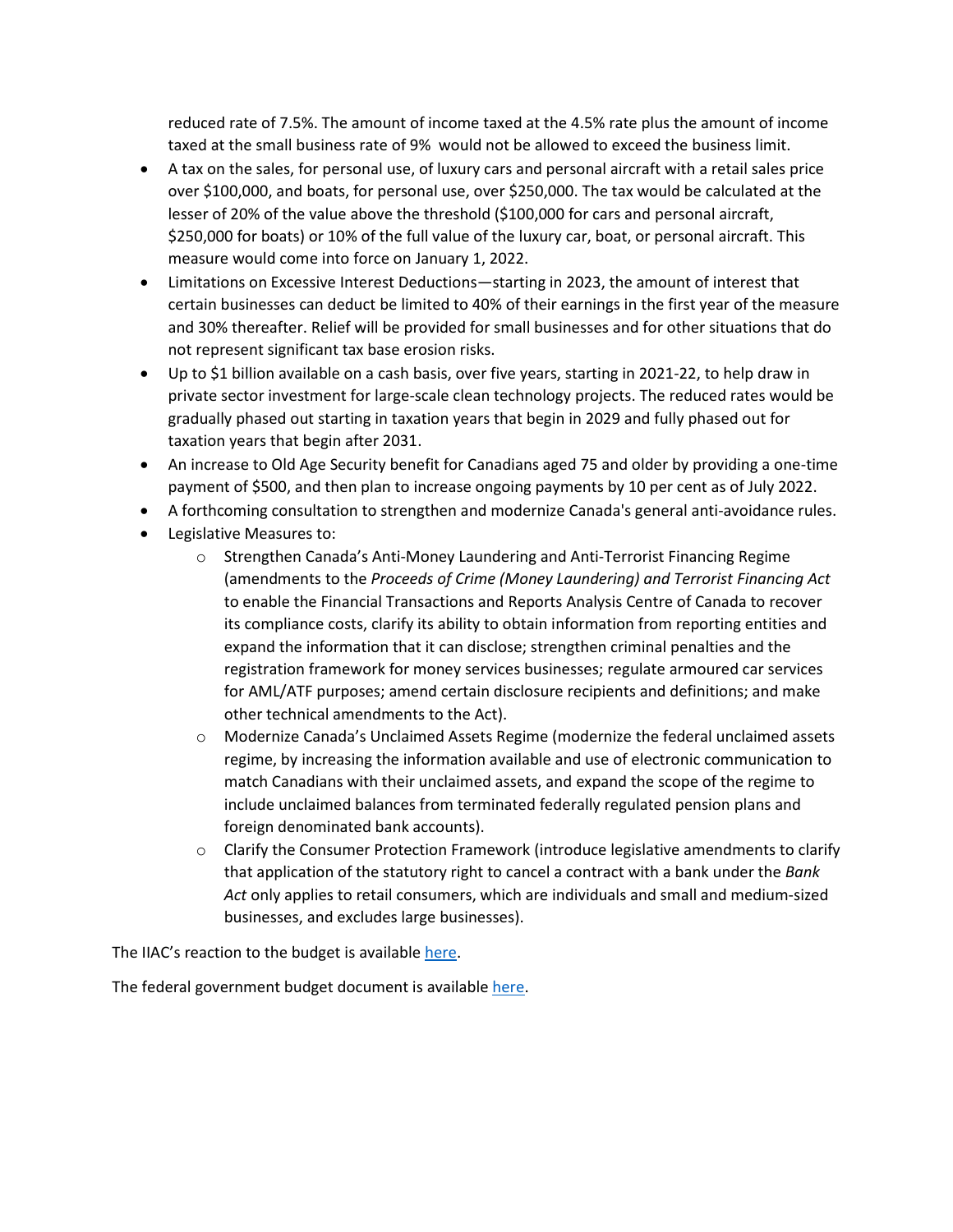reduced rate of 7.5%. The amount of income taxed at the 4.5% rate plus the amount of income taxed at the small business rate of 9% would not be allowed to exceed the business limit.

- A tax on the sales, for personal use, of luxury cars and personal aircraft with a retail sales price over $100,000, and boats, for personal use, over $250,000. The tax would be calculated at the lesser of 20% of the value above the threshold ($100,000 for cars and personal aircraft, $250,000 for boats) or 10% of the full value of the luxury car, boat, or personal aircraft. This measure would come into force on January 1, 2022.
- Limitations on Excessive Interest Deductions—starting in 2023, the amount of interest that certain businesses can deduct be limited to 40% of their earnings in the first year of the measure and 30% thereafter. Relief will be provided for small businesses and for other situations that do not represent significant tax base erosion risks.
- Up to $1 billion available on a cash basis, over five years, starting in 2021-22, to help draw in private sector investment for large-scale clean technology projects. The reduced rates would be gradually phased out starting in taxation years that begin in 2029 and fully phased out for taxation years that begin after 2031.
- An increase to Old Age Security benefit for Canadians aged 75 and older by providing a one-time payment of $500, and then plan to increase ongoing payments by 10 per cent as of July 2022.
- A forthcoming consultation to strengthen and modernize Canada's general anti-avoidance rules.
- Legislative Measures to:
  - Strengthen Canada's Anti-Money Laundering and Anti-Terrorist Financing Regime (amendments to the *Proceeds of Crime (Money Laundering) and Terrorist Financing Act* to enable the Financial Transactions and Reports Analysis Centre of Canada to recover its compliance costs, clarify its ability to obtain information from reporting entities and expand the information that it can disclose; strengthen criminal penalties and the registration framework for money services businesses; regulate armoured car services for AML/ATF purposes; amend certain disclosure recipients and definitions; and make other technical amendments to the Act).
  - Modernize Canada's Unclaimed Assets Regime (modernize the federal unclaimed assets regime, by increasing the information available and use of electronic communication to match Canadians with their unclaimed assets, and expand the scope of the regime to include unclaimed balances from terminated federally regulated pension plans and foreign denominated bank accounts).
  - Clarify the Consumer Protection Framework (introduce legislative amendments to clarify that application of the statutory right to cancel a contract with a bank under the *Bank Act* only applies to retail consumers, which are individuals and small and medium-sized businesses, and excludes large businesses).

The IIAC's reaction to the budget is available here.

The federal government budget document is available here.